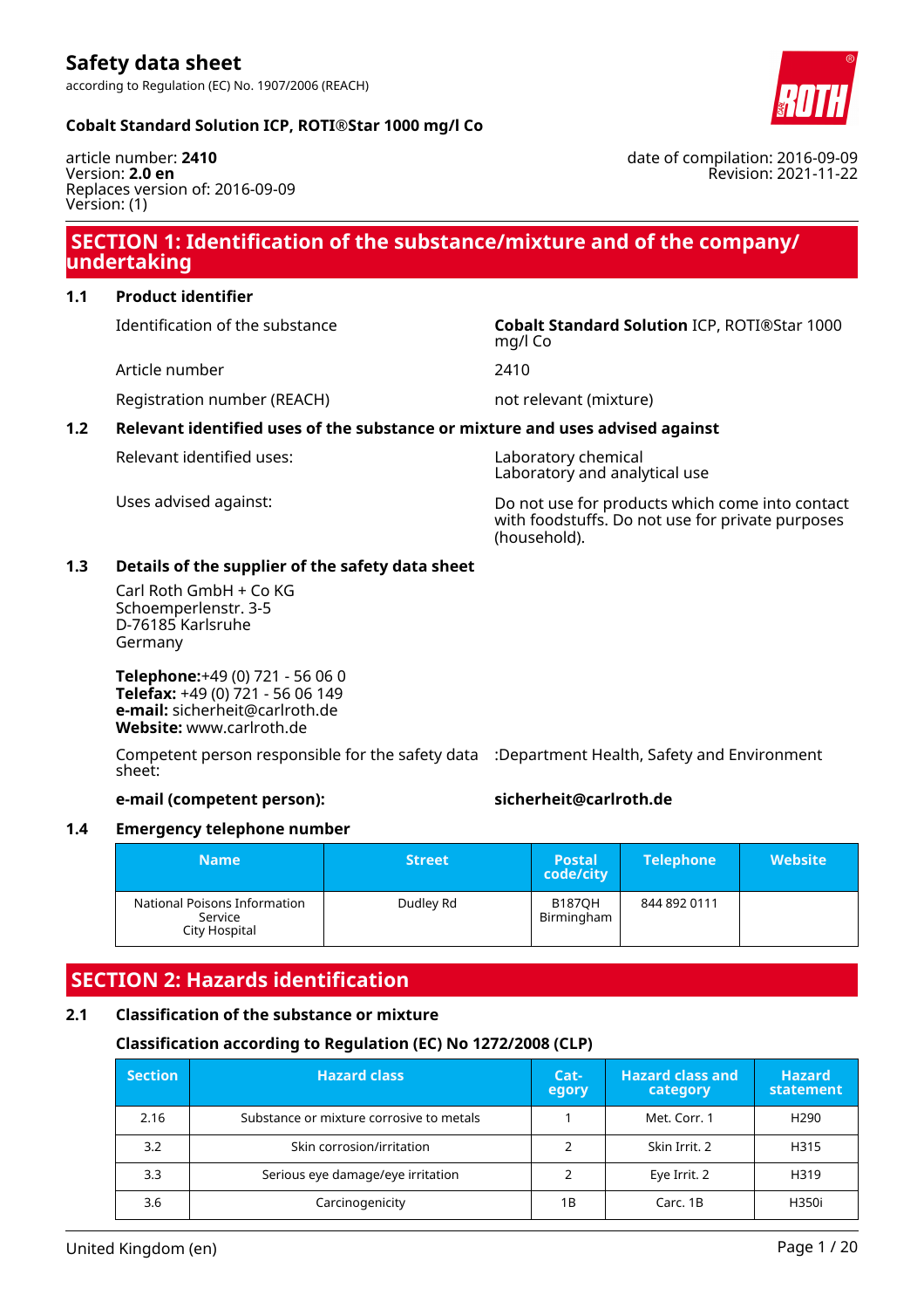# Safety data sheet

according to Regulation (EC) No. 1907/2006 (REACH)

**Cobalt Standard Solution ICP, ROTI®Star 1000 mg/l Co**

article number: **2410**
Version: **2.0 en**
Replaces version of: 2016-09-09
Version: (1)

date of compilation: 2016-09-09
Revision: 2021-11-22

## SECTION 1: Identification of the substance/mixture and of the company/undertaking

### 1.1 Product identifier

| | |
|---|---|
| Identification of the substance | **Cobalt Standard Solution** ICP, ROTI®Star 1000 mg/l Co |
| Article number | 2410 |
| Registration number (REACH) | not relevant (mixture) |

### 1.2 Relevant identified uses of the substance or mixture and uses advised against

| | |
|---|---|
| Relevant identified uses: | Laboratory chemical<br>Laboratory and analytical use |
| Uses advised against: | Do not use for products which come into contact with foodstuffs. Do not use for private purposes (household). |

### 1.3 Details of the supplier of the safety data sheet

Carl Roth GmbH + Co KG
Schoemperlenstr. 3-5
D-76185 Karlsruhe
Germany

**Telephone:**+49 (0) 721 - 56 06 0
**Telefax:** +49 (0) 721 - 56 06 149
**e-mail:** sicherheit@carlroth.de
**Website:** www.carlroth.de

Competent person responsible for the safety data sheet: :Department Health, Safety and Environment

**e-mail (competent person):** **sicherheit@carlroth.de**

### 1.4 Emergency telephone number

| Name | Street | Postal code/city | Telephone | Website |
|---|---|---|---|---|
| National Poisons Information Service<br>City Hospital | Dudley Rd | B187QH Birmingham | 844 892 0111 | |

## SECTION 2: Hazards identification

### 2.1 Classification of the substance or mixture

**Classification according to Regulation (EC) No 1272/2008 (CLP)**

| Section | Hazard class | Category | Hazard class and category | Hazard statement |
|---|---|---|---|---|
| 2.16 | Substance or mixture corrosive to metals | 1 | Met. Corr. 1 | H290 |
| 3.2 | Skin corrosion/irritation | 2 | Skin Irrit. 2 | H315 |
| 3.3 | Serious eye damage/eye irritation | 2 | Eye Irrit. 2 | H319 |
| 3.6 | Carcinogenicity | 1B | Carc. 1B | H350i |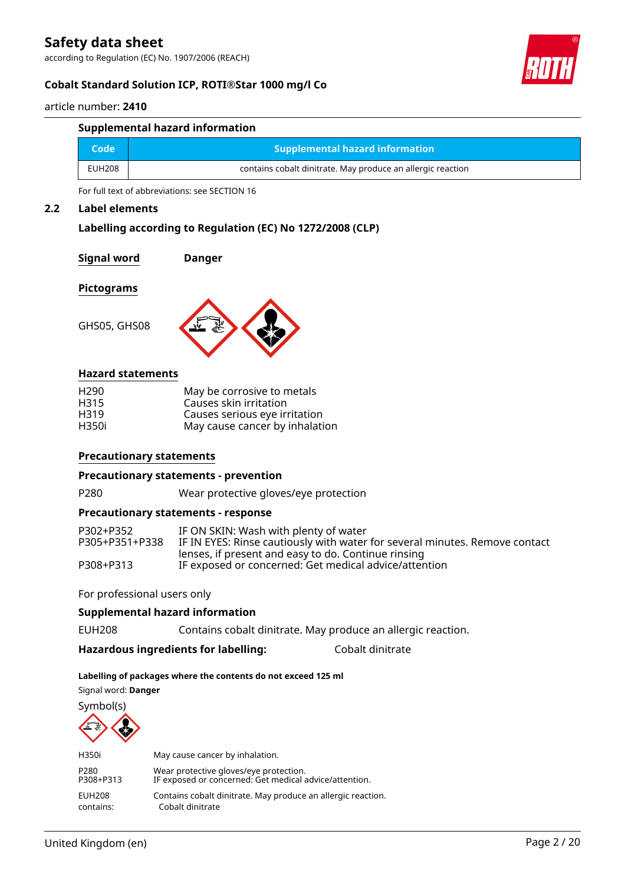### Supplemental hazard information

| Code | Supplemental hazard information |
|---|---|
| EUH208 | contains cobalt dinitrate. May produce an allergic reaction |

For full text of abbreviations: see SECTION 16

## 2.2 Label elements

### Labelling according to Regulation (EC) No 1272/2008 (CLP)

**Signal word** **Danger**

**Pictograms**

GHS05, GHS08

**Hazard statements**

| | |
|---|---|
| H290 | May be corrosive to metals |
| H315 | Causes skin irritation |
| H319 | Causes serious eye irritation |
| H350i | May cause cancer by inhalation |

**Precautionary statements**

**Precautionary statements - prevention**

| | |
|---|---|
| P280 | Wear protective gloves/eye protection |

**Precautionary statements - response**

| | |
|---|---|
| P302+P352 | IF ON SKIN: Wash with plenty of water |
| P305+P351+P338 | IF IN EYES: Rinse cautiously with water for several minutes. Remove contact lenses, if present and easy to do. Continue rinsing |
| P308+P313 | IF exposed or concerned: Get medical advice/attention |

For professional users only

**Supplemental hazard information**

| | |
|---|---|
| EUH208 | Contains cobalt dinitrate. May produce an allergic reaction. |

**Hazardous ingredients for labelling:** Cobalt dinitrate

**Labelling of packages where the contents do not exceed 125 ml**

Signal word: **Danger**

Symbol(s)

| | |
|---|---|
| H350i | May cause cancer by inhalation. |
| P280<br>P308+P313 | Wear protective gloves/eye protection.<br>IF exposed or concerned: Get medical advice/attention. |
| EUH208<br>contains: | Contains cobalt dinitrate. May produce an allergic reaction.<br>Cobalt dinitrate |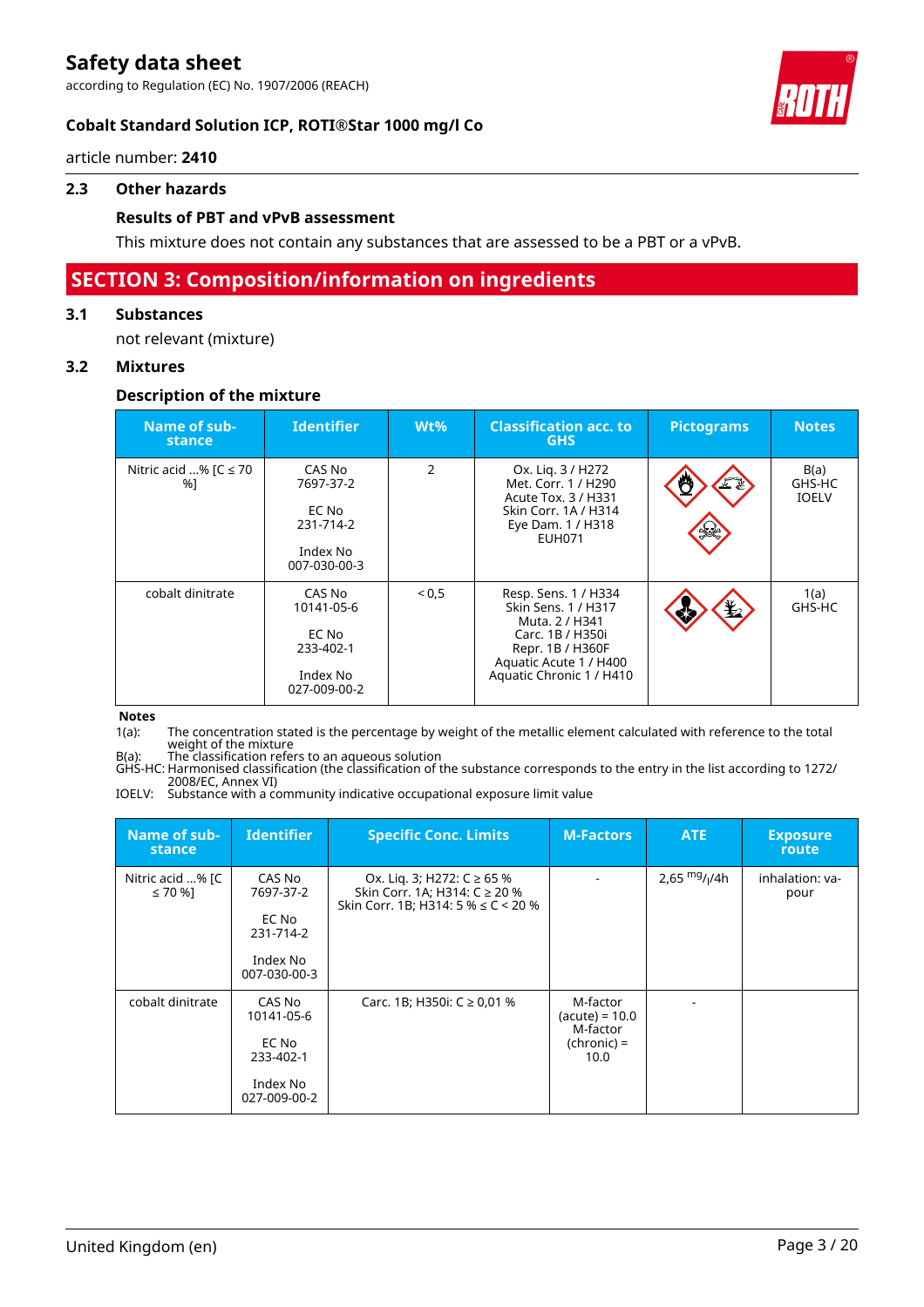### 2.3 Other hazards

**Results of PBT and vPvB assessment**

This mixture does not contain any substances that are assessed to be a PBT or a vPvB.

## SECTION 3: Composition/information on ingredients

### 3.1 Substances

not relevant (mixture)

### 3.2 Mixtures

**Description of the mixture**

| Name of substance | Identifier | Wt% | Classification acc. to GHS | Pictograms | Notes |
|---|---|---|---|---|---|
| Nitric acid ...% [C ≤ 70 %] | CAS No 7697-37-2<br><br>EC No 231-714-2<br><br>Index No 007-030-00-3 | 2 | Ox. Liq. 3 / H272<br>Met. Corr. 1 / H290<br>Acute Tox. 3 / H331<br>Skin Corr. 1A / H314<br>Eye Dam. 1 / H318<br>EUH071 | | B(a)<br>GHS-HC<br>IOELV |
| cobalt dinitrate | CAS No 10141-05-6<br><br>EC No 233-402-1<br><br>Index No 027-009-00-2 | < 0,5 | Resp. Sens. 1 / H334<br>Skin Sens. 1 / H317<br>Muta. 2 / H341<br>Carc. 1B / H350i<br>Repr. 1B / H360F<br>Aquatic Acute 1 / H400<br>Aquatic Chronic 1 / H410 | | 1(a)<br>GHS-HC |

**Notes**

1(a): The concentration stated is the percentage by weight of the metallic element calculated with reference to the total weight of the mixture

B(a): The classification refers to an aqueous solution

GHS-HC: Harmonised classification (the classification of the substance corresponds to the entry in the list according to 1272/2008/EC, Annex VI)

IOELV: Substance with a community indicative occupational exposure limit value

| Name of substance | Identifier | Specific Conc. Limits | M-Factors | ATE | Exposure route |
|---|---|---|---|---|---|
| Nitric acid ...% [C ≤ 70 %] | CAS No 7697-37-2<br><br>EC No 231-714-2<br><br>Index No 007-030-00-3 | Ox. Liq. 3; H272: C ≥ 65 %<br>Skin Corr. 1A; H314: C ≥ 20 %<br>Skin Corr. 1B; H314: 5 % ≤ C < 20 % | - | 2,65 $^{mg}/_{l}$/4h | inhalation: vapour |
| cobalt dinitrate | CAS No 10141-05-6<br><br>EC No 233-402-1<br><br>Index No 027-009-00-2 | Carc. 1B; H350i: C ≥ 0,01 % | M-factor (acute) = 10.0<br>M-factor (chronic) = 10.0 | - | |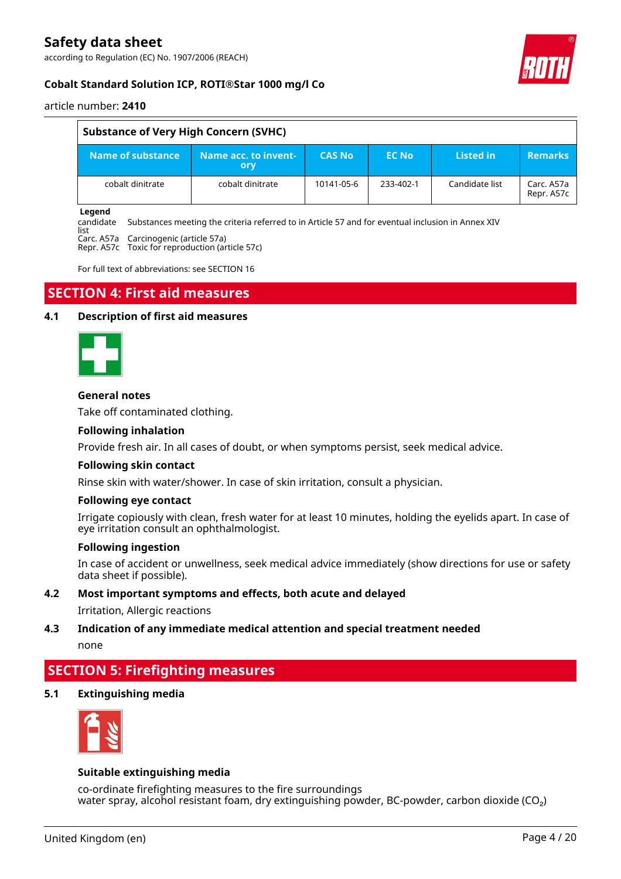| Substance of Very High Concern (SVHC) | | | | | |
|---|---|---|---|---|---|
| Name of substance | Name acc. to inventory | CAS No | EC No | Listed in | Remarks |
| cobalt dinitrate | cobalt dinitrate | 10141-05-6 | 233-402-1 | Candidate list | Carc. A57a Repr. A57c |

**Legend**

candidate list   Substances meeting the criteria referred to in Article 57 and for eventual inclusion in Annex XIV
Carc. A57a   Carcinogenic (article 57a)
Repr. A57c   Toxic for reproduction (article 57c)

For full text of abbreviations: see SECTION 16

# SECTION 4: First aid measures

## 4.1 Description of first aid measures

### General notes

Take off contaminated clothing.

### Following inhalation

Provide fresh air. In all cases of doubt, or when symptoms persist, seek medical advice.

### Following skin contact

Rinse skin with water/shower. In case of skin irritation, consult a physician.

### Following eye contact

Irrigate copiously with clean, fresh water for at least 10 minutes, holding the eyelids apart. In case of eye irritation consult an ophthalmologist.

### Following ingestion

In case of accident or unwellness, seek medical advice immediately (show directions for use or safety data sheet if possible).

## 4.2 Most important symptoms and effects, both acute and delayed

Irritation, Allergic reactions

## 4.3 Indication of any immediate medical attention and special treatment needed

none

# SECTION 5: Firefighting measures

## 5.1 Extinguishing media

### Suitable extinguishing media

co-ordinate firefighting measures to the fire surroundings
water spray, alcohol resistant foam, dry extinguishing powder, BC-powder, carbon dioxide ($CO_2$)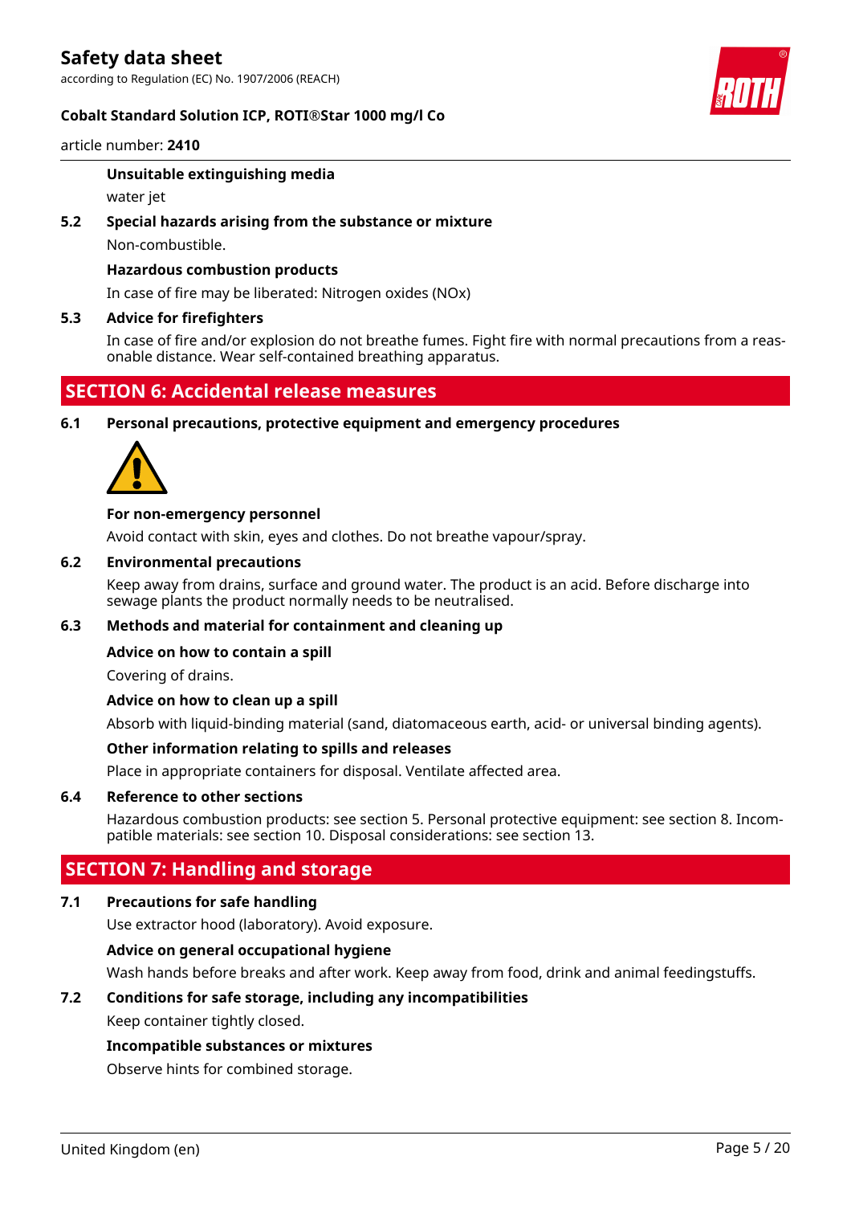**Unsuitable extinguishing media**

water jet

### 5.2 Special hazards arising from the substance or mixture

Non-combustible.

**Hazardous combustion products**

In case of fire may be liberated: Nitrogen oxides (NOx)

### 5.3 Advice for firefighters

In case of fire and/or explosion do not breathe fumes. Fight fire with normal precautions from a reasonable distance. Wear self-contained breathing apparatus.

## SECTION 6: Accidental release measures

### 6.1 Personal precautions, protective equipment and emergency procedures

**For non-emergency personnel**

Avoid contact with skin, eyes and clothes. Do not breathe vapour/spray.

### 6.2 Environmental precautions

Keep away from drains, surface and ground water. The product is an acid. Before discharge into sewage plants the product normally needs to be neutralised.

### 6.3 Methods and material for containment and cleaning up

**Advice on how to contain a spill**

Covering of drains.

**Advice on how to clean up a spill**

Absorb with liquid-binding material (sand, diatomaceous earth, acid- or universal binding agents).

**Other information relating to spills and releases**

Place in appropriate containers for disposal. Ventilate affected area.

### 6.4 Reference to other sections

Hazardous combustion products: see section 5. Personal protective equipment: see section 8. Incompatible materials: see section 10. Disposal considerations: see section 13.

## SECTION 7: Handling and storage

### 7.1 Precautions for safe handling

Use extractor hood (laboratory). Avoid exposure.

**Advice on general occupational hygiene**

Wash hands before breaks and after work. Keep away from food, drink and animal feedingstuffs.

### 7.2 Conditions for safe storage, including any incompatibilities

Keep container tightly closed.

**Incompatible substances or mixtures**

Observe hints for combined storage.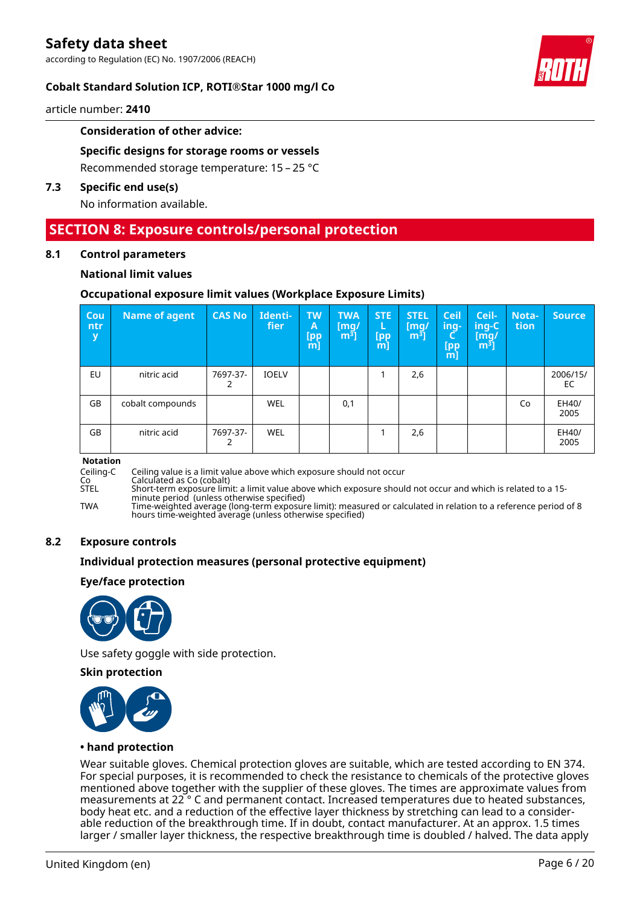**Consideration of other advice:**

**Specific designs for storage rooms or vessels**

Recommended storage temperature: 15 – 25 °C

### 7.3 Specific end use(s)

No information available.

## SECTION 8: Exposure controls/personal protection

### 8.1 Control parameters

**National limit values**

**Occupational exposure limit values (Workplace Exposure Limits)**

| Country | Name of agent | CAS No | Identifier | TWA [ppm] | TWA [mg/m³] | STEL [ppm] | STEL [mg/m³] | Ceiling-C [ppm] | Ceiling-C [mg/m³] | Notation | Source |
|---|---|---|---|---|---|---|---|---|---|---|---|
| EU | nitric acid | 7697-37-2 | IOELV | | | 1 | 2,6 | | | | 2006/15/EC |
| GB | cobalt compounds | | WEL | | 0,1 | | | | | Co | EH40/2005 |
| GB | nitric acid | 7697-37-2 | WEL | | | 1 | 2,6 | | | | EH40/2005 |

**Notation**

Ceiling-C Ceiling value is a limit value above which exposure should not occur
Co Calculated as Co (cobalt)
STEL Short-term exposure limit: a limit value above which exposure should not occur and which is related to a 15-minute period (unless otherwise specified)
TWA Time-weighted average (long-term exposure limit): measured or calculated in relation to a reference period of 8 hours time-weighted average (unless otherwise specified)

### 8.2 Exposure controls

**Individual protection measures (personal protective equipment)**

**Eye/face protection**

Use safety goggle with side protection.

**Skin protection**

**• hand protection**

Wear suitable gloves. Chemical protection gloves are suitable, which are tested according to EN 374. For special purposes, it is recommended to check the resistance to chemicals of the protective gloves mentioned above together with the supplier of these gloves. The times are approximate values from measurements at 22 ° C and permanent contact. Increased temperatures due to heated substances, body heat etc. and a reduction of the effective layer thickness by stretching can lead to a considerable reduction of the breakthrough time. If in doubt, contact manufacturer. At an approx. 1.5 times larger / smaller layer thickness, the respective breakthrough time is doubled / halved. The data apply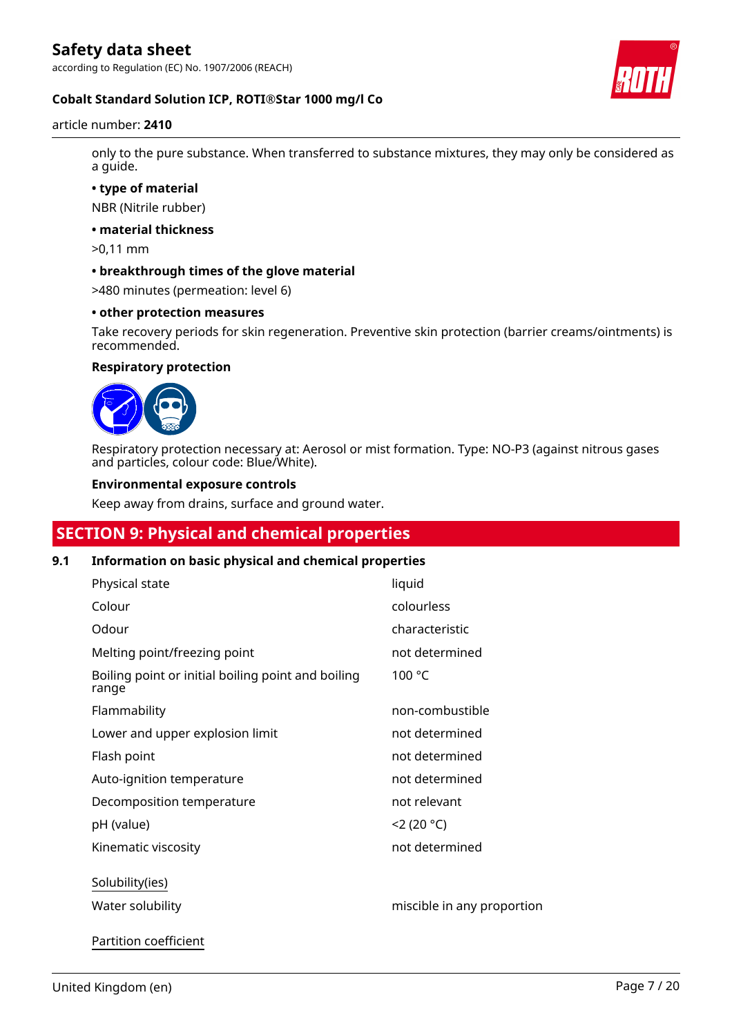only to the pure substance. When transferred to substance mixtures, they may only be considered as a guide.

**• type of material**

NBR (Nitrile rubber)

**• material thickness**

>0,11 mm

**• breakthrough times of the glove material**

>480 minutes (permeation: level 6)

**• other protection measures**

Take recovery periods for skin regeneration. Preventive skin protection (barrier creams/ointments) is recommended.

**Respiratory protection**

Respiratory protection necessary at: Aerosol or mist formation. Type: NO-P3 (against nitrous gases and particles, colour code: Blue/White).

**Environmental exposure controls**

Keep away from drains, surface and ground water.

## SECTION 9: Physical and chemical properties

### 9.1 Information on basic physical and chemical properties

| | |
|---|---|
| Physical state | liquid |
| Colour | colourless |
| Odour | characteristic |
| Melting point/freezing point | not determined |
| Boiling point or initial boiling point and boiling range | 100 °C |
| Flammability | non-combustible |
| Lower and upper explosion limit | not determined |
| Flash point | not determined |
| Auto-ignition temperature | not determined |
| Decomposition temperature | not relevant |
| pH (value) | <2 (20 °C) |
| Kinematic viscosity | not determined |

Solubility(ies)

| | |
|---|---|
| Water solubility | miscible in any proportion |

Partition coefficient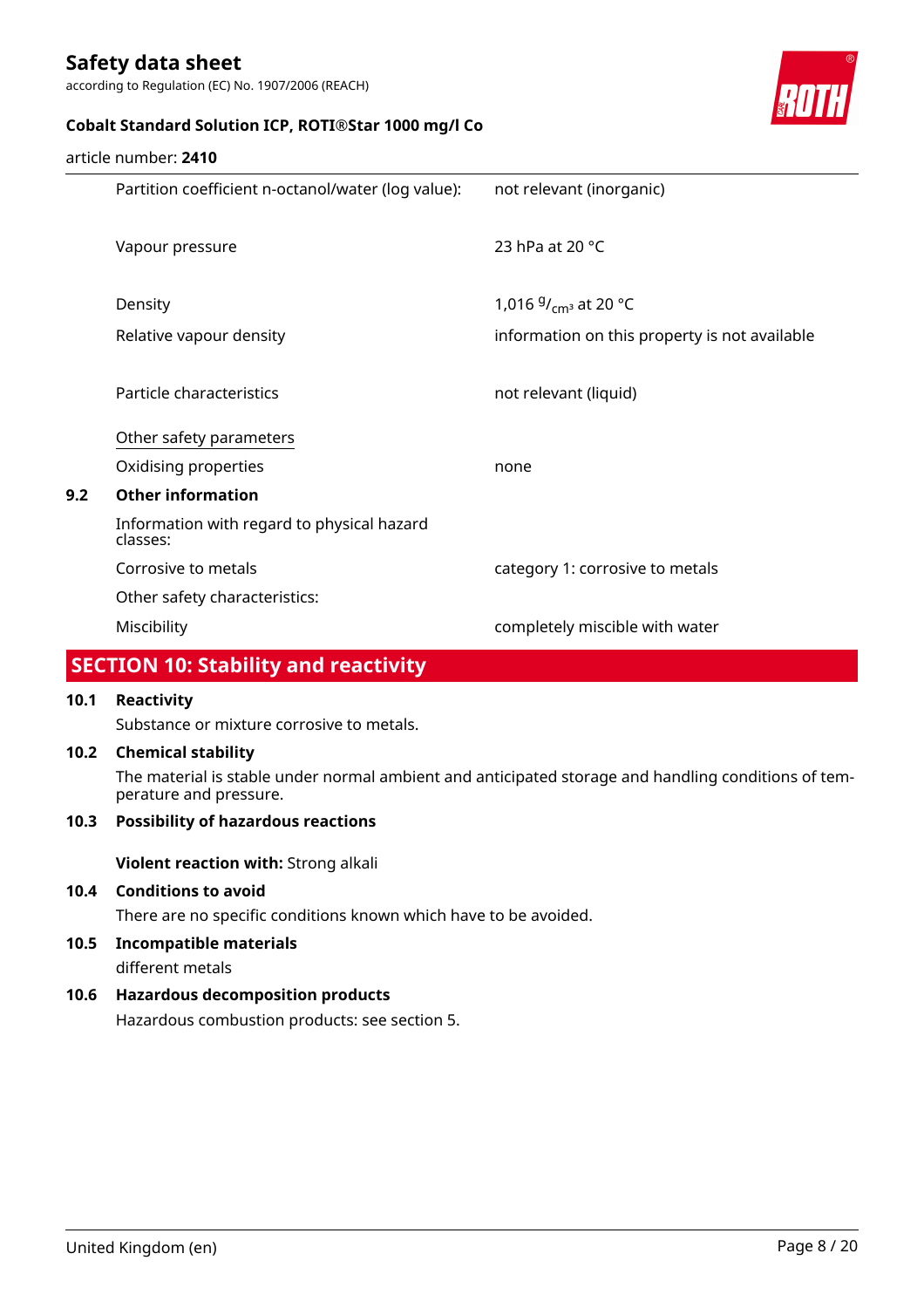| | |
|---|---|
| Partition coefficient n-octanol/water (log value): | not relevant (inorganic) |
| Vapour pressure | 23 hPa at 20 °C |
| Density | 1,016 $^{g}/_{cm^3}$ at 20 °C |
| Relative vapour density | information on this property is not available |
| Particle characteristics | not relevant (liquid) |

Other safety parameters

| | |
|---|---|
| Oxidising properties | none |

**9.2 Other information**

Information with regard to physical hazard classes:

| | |
|---|---|
| Corrosive to metals | category 1: corrosive to metals |

Other safety characteristics:

| | |
|---|---|
| Miscibility | completely miscible with water |

## SECTION 10: Stability and reactivity

**10.1 Reactivity**

Substance or mixture corrosive to metals.

**10.2 Chemical stability**

The material is stable under normal ambient and anticipated storage and handling conditions of temperature and pressure.

**10.3 Possibility of hazardous reactions**

**Violent reaction with:** Strong alkali

**10.4 Conditions to avoid**

There are no specific conditions known which have to be avoided.

**10.5 Incompatible materials**

different metals

**10.6 Hazardous decomposition products**

Hazardous combustion products: see section 5.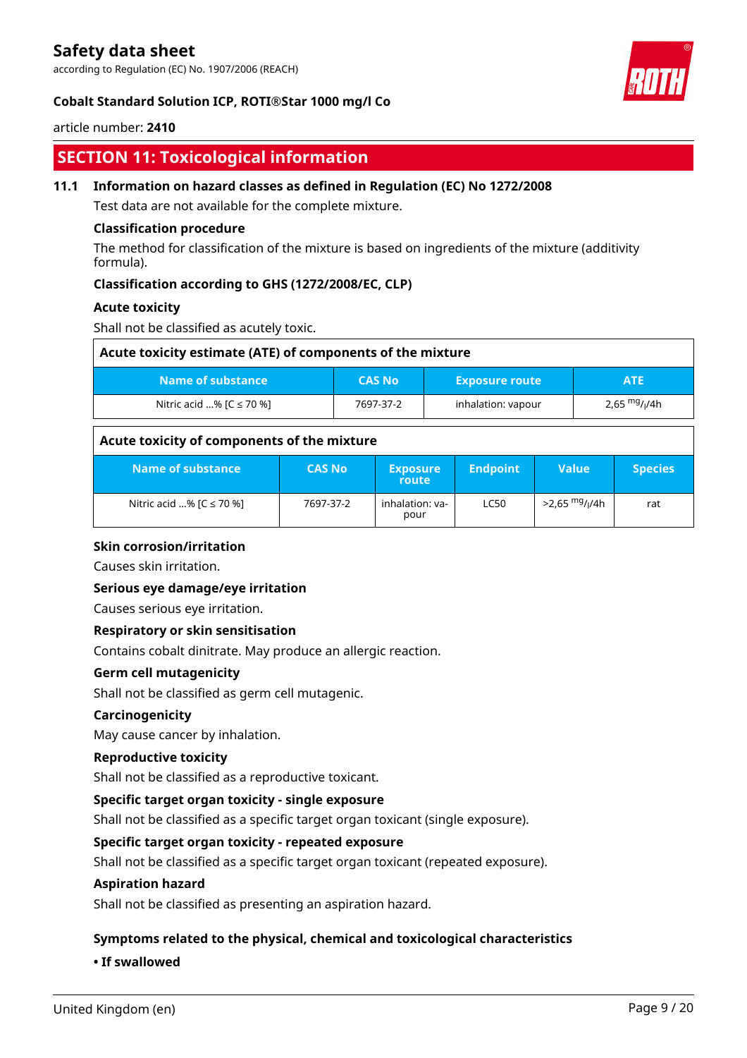## SECTION 11: Toxicological information

### 11.1 Information on hazard classes as defined in Regulation (EC) No 1272/2008

Test data are not available for the complete mixture.

**Classification procedure**

The method for classification of the mixture is based on ingredients of the mixture (additivity formula).

**Classification according to GHS (1272/2008/EC, CLP)**

**Acute toxicity**

Shall not be classified as acutely toxic.

**Acute toxicity estimate (ATE) of components of the mixture**

| Name of substance | CAS No | Exposure route | ATE |
|---|---|---|---|
| Nitric acid ...% [C ≤ 70 %] | 7697-37-2 | inhalation: vapour | 2,65 $^{mg}/_{l}$/4h |

**Acute toxicity of components of the mixture**

| Name of substance | CAS No | Exposure route | Endpoint | Value | Species |
|---|---|---|---|---|---|
| Nitric acid ...% [C ≤ 70 %] | 7697-37-2 | inhalation: vapour | LC50 | >2,65 $^{mg}/_{l}$/4h | rat |

**Skin corrosion/irritation**

Causes skin irritation.

**Serious eye damage/eye irritation**

Causes serious eye irritation.

**Respiratory or skin sensitisation**

Contains cobalt dinitrate. May produce an allergic reaction.

**Germ cell mutagenicity**

Shall not be classified as germ cell mutagenic.

**Carcinogenicity**

May cause cancer by inhalation.

**Reproductive toxicity**

Shall not be classified as a reproductive toxicant.

**Specific target organ toxicity - single exposure**

Shall not be classified as a specific target organ toxicant (single exposure).

**Specific target organ toxicity - repeated exposure**

Shall not be classified as a specific target organ toxicant (repeated exposure).

**Aspiration hazard**

Shall not be classified as presenting an aspiration hazard.

**Symptoms related to the physical, chemical and toxicological characteristics**

**• If swallowed**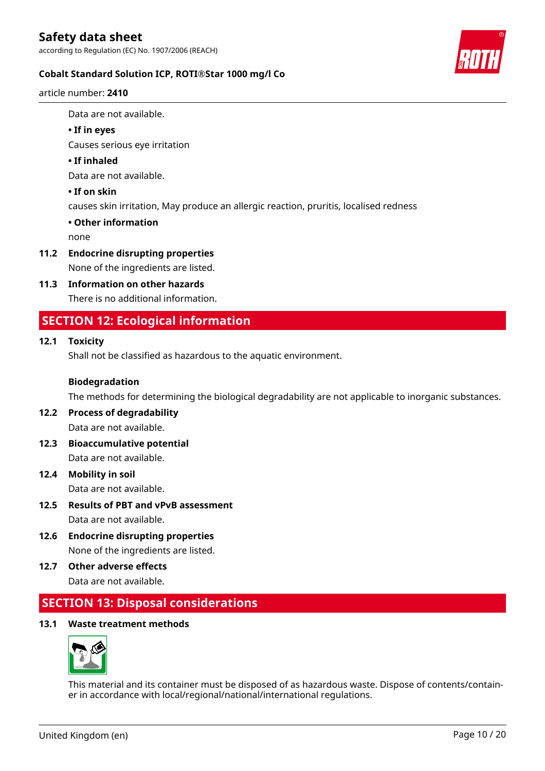Data are not available.

**• If in eyes**

Causes serious eye irritation

**• If inhaled**

Data are not available.

**• If on skin**

causes skin irritation, May produce an allergic reaction, pruritis, localised redness

**• Other information**

none

### 11.2 Endocrine disrupting properties

None of the ingredients are listed.

### 11.3 Information on other hazards

There is no additional information.

## SECTION 12: Ecological information

### 12.1 Toxicity

Shall not be classified as hazardous to the aquatic environment.

**Biodegradation**

The methods for determining the biological degradability are not applicable to inorganic substances.

### 12.2 Process of degradability

Data are not available.

### 12.3 Bioaccumulative potential

Data are not available.

### 12.4 Mobility in soil

Data are not available.

### 12.5 Results of PBT and vPvB assessment

Data are not available.

### 12.6 Endocrine disrupting properties

None of the ingredients are listed.

### 12.7 Other adverse effects

Data are not available.

## SECTION 13: Disposal considerations

### 13.1 Waste treatment methods

This material and its container must be disposed of as hazardous waste. Dispose of contents/container in accordance with local/regional/national/international regulations.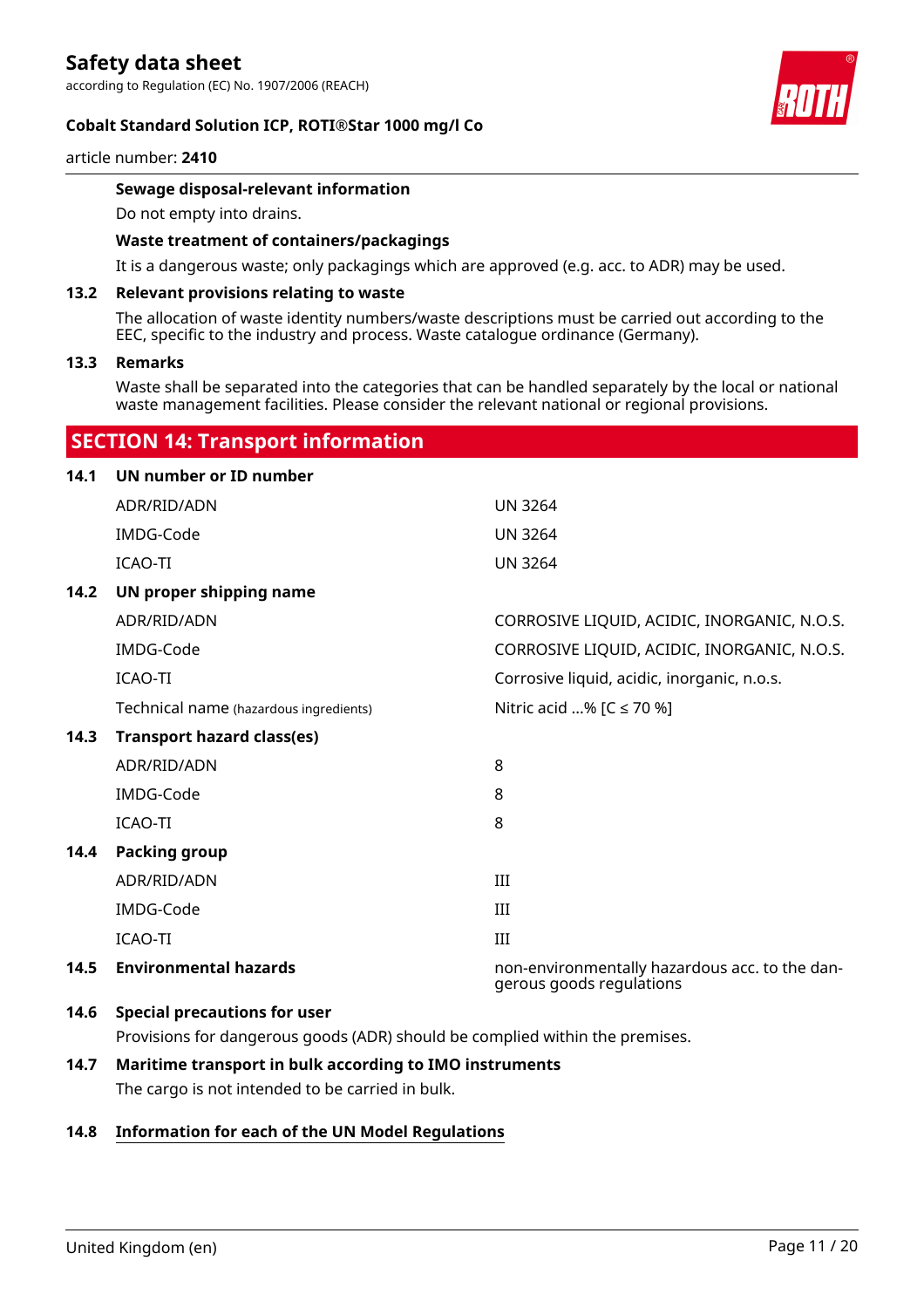**Sewage disposal-relevant information**

Do not empty into drains.

**Waste treatment of containers/packagings**

It is a dangerous waste; only packagings which are approved (e.g. acc. to ADR) may be used.

### 13.2 Relevant provisions relating to waste

The allocation of waste identity numbers/waste descriptions must be carried out according to the EEC, specific to the industry and process. Waste catalogue ordinance (Germany).

### 13.3 Remarks

Waste shall be separated into the categories that can be handled separately by the local or national waste management facilities. Please consider the relevant national or regional provisions.

## SECTION 14: Transport information

### 14.1 UN number or ID number

| | |
|---|---|
| ADR/RID/ADN | UN 3264 |
| IMDG-Code | UN 3264 |
| ICAO-TI | UN 3264 |

### 14.2 UN proper shipping name

| | |
|---|---|
| ADR/RID/ADN | CORROSIVE LIQUID, ACIDIC, INORGANIC, N.O.S. |
| IMDG-Code | CORROSIVE LIQUID, ACIDIC, INORGANIC, N.O.S. |
| ICAO-TI | Corrosive liquid, acidic, inorganic, n.o.s. |
| Technical name (hazardous ingredients) | Nitric acid ...% [C ≤ 70 %] |

### 14.3 Transport hazard class(es)

| | |
|---|---|
| ADR/RID/ADN | 8 |
| IMDG-Code | 8 |
| ICAO-TI | 8 |

### 14.4 Packing group

| | |
|---|---|
| ADR/RID/ADN | III |
| IMDG-Code | III |
| ICAO-TI | III |

### 14.5 Environmental hazards

non-environmentally hazardous acc. to the dangerous goods regulations

### 14.6 Special precautions for user

Provisions for dangerous goods (ADR) should be complied within the premises.

### 14.7 Maritime transport in bulk according to IMO instruments

The cargo is not intended to be carried in bulk.

### 14.8 Information for each of the UN Model Regulations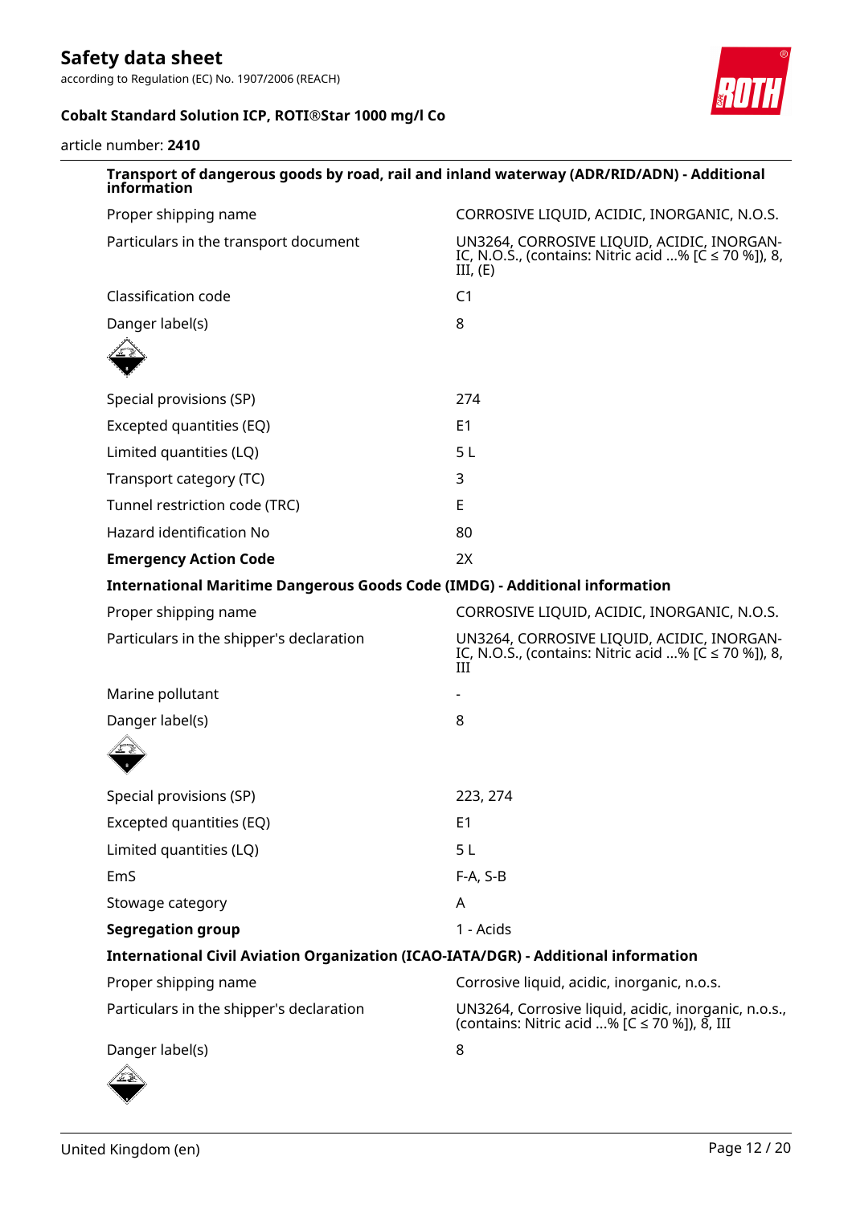**Transport of dangerous goods by road, rail and inland waterway (ADR/RID/ADN) - Additional information**

| | |
|---|---|
| Proper shipping name | CORROSIVE LIQUID, ACIDIC, INORGANIC, N.O.S. |
| Particulars in the transport document | UN3264, CORROSIVE LIQUID, ACIDIC, INORGANIC, N.O.S., (contains: Nitric acid ...% [C ≤ 70 %]), 8, III, (E) |
| Classification code | C1 |
| Danger label(s) | 8 |
| Special provisions (SP) | 274 |
| Excepted quantities (EQ) | E1 |
| Limited quantities (LQ) | 5 L |
| Transport category (TC) | 3 |
| Tunnel restriction code (TRC) | E |
| Hazard identification No | 80 |
| **Emergency Action Code** | 2X |

**International Maritime Dangerous Goods Code (IMDG) - Additional information**

| | |
|---|---|
| Proper shipping name | CORROSIVE LIQUID, ACIDIC, INORGANIC, N.O.S. |
| Particulars in the shipper's declaration | UN3264, CORROSIVE LIQUID, ACIDIC, INORGANIC, N.O.S., (contains: Nitric acid ...% [C ≤ 70 %]), 8, III |
| Marine pollutant | - |
| Danger label(s) | 8 |
| Special provisions (SP) | 223, 274 |
| Excepted quantities (EQ) | E1 |
| Limited quantities (LQ) | 5 L |
| EmS | F-A, S-B |
| Stowage category | A |
| **Segregation group** | 1 - Acids |

**International Civil Aviation Organization (ICAO-IATA/DGR) - Additional information**

| | |
|---|---|
| Proper shipping name | Corrosive liquid, acidic, inorganic, n.o.s. |
| Particulars in the shipper's declaration | UN3264, Corrosive liquid, acidic, inorganic, n.o.s., (contains: Nitric acid ...% [C ≤ 70 %]), 8, III |
| Danger label(s) | 8 |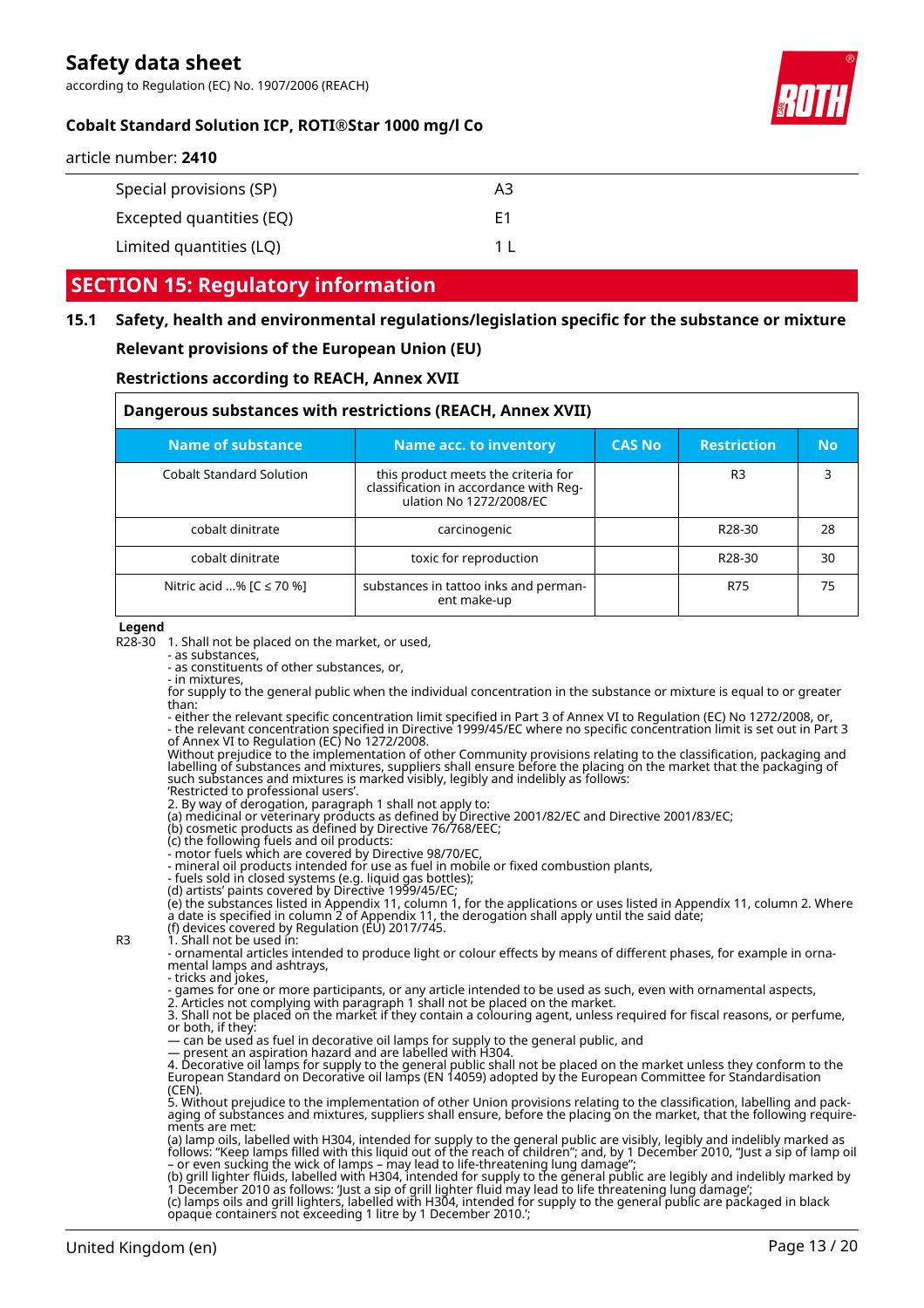| | |
|---|---|
| Special provisions (SP) | A3 |
| Excepted quantities (EQ) | E1 |
| Limited quantities (LQ) | 1 L |

## SECTION 15: Regulatory information

### 15.1 Safety, health and environmental regulations/legislation specific for the substance or mixture

**Relevant provisions of the European Union (EU)**

**Restrictions according to REACH, Annex XVII**

**Dangerous substances with restrictions (REACH, Annex XVII)**

| Name of substance | Name acc. to inventory | CAS No | Restriction | No |
|---|---|---|---|---|
| Cobalt Standard Solution | this product meets the criteria for classification in accordance with Regulation No 1272/2008/EC | | R3 | 3 |
| cobalt dinitrate | carcinogenic | | R28-30 | 28 |
| cobalt dinitrate | toxic for reproduction | | R28-30 | 30 |
| Nitric acid ...% [C ≤ 70 %] | substances in tattoo inks and permanent make-up | | R75 | 75 |

**Legend**

R28-30 1. Shall not be placed on the market, or used,
- as substances,
- as constituents of other substances, or,
- in mixtures,

for supply to the general public when the individual concentration in the substance or mixture is equal to or greater than:
- either the relevant specific concentration limit specified in Part 3 of Annex VI to Regulation (EC) No 1272/2008, or,
- the relevant concentration specified in Directive 1999/45/EC where no specific concentration limit is set out in Part 3 of Annex VI to Regulation (EC) No 1272/2008.

Without prejudice to the implementation of other Community provisions relating to the classification, packaging and labelling of substances and mixtures, suppliers shall ensure before the placing on the market that the packaging of such substances and mixtures is marked visibly, legibly and indelibly as follows:
'Restricted to professional users'.

2. By way of derogation, paragraph 1 shall not apply to:
(a) medicinal or veterinary products as defined by Directive 2001/82/EC and Directive 2001/83/EC;
(b) cosmetic products as defined by Directive 76/768/EEC;
(c) the following fuels and oil products:
- motor fuels which are covered by Directive 98/70/EC,
- mineral oil products intended for use as fuel in mobile or fixed combustion plants,
- fuels sold in closed systems (e.g. liquid gas bottles);
(d) artists' paints covered by Directive 1999/45/EC;
(e) the substances listed in Appendix 11, column 1, for the applications or uses listed in Appendix 11, column 2. Where a date is specified in column 2 of Appendix 11, the derogation shall apply until the said date;
(f) devices covered by Regulation (EU) 2017/745.

R3 1. Shall not be used in:
- ornamental articles intended to produce light or colour effects by means of different phases, for example in ornamental lamps and ashtrays,
- tricks and jokes,
- games for one or more participants, or any article intended to be used as such, even with ornamental aspects,

2. Articles not complying with paragraph 1 shall not be placed on the market.
3. Shall not be placed on the market if they contain a colouring agent, unless required for fiscal reasons, or perfume, or both, if they:
— can be used as fuel in decorative oil lamps for supply to the general public, and
— present an aspiration hazard and are labelled with H304.
4. Decorative oil lamps for supply to the general public shall not be placed on the market unless they conform to the European Standard on Decorative oil lamps (EN 14059) adopted by the European Committee for Standardisation (CEN).
5. Without prejudice to the implementation of other Union provisions relating to the classification, labelling and packaging of substances and mixtures, suppliers shall ensure, before the placing on the market, that the following requirements are met:
(a) lamp oils, labelled with H304, intended for supply to the general public are visibly, legibly and indelibly marked as follows: "Keep lamps filled with this liquid out of the reach of children"; and, by 1 December 2010, "Just a sip of lamp oil – or even sucking the wick of lamps – may lead to life-threatening lung damage";
(b) grill lighter fluids, labelled with H304, intended for supply to the general public are legibly and indelibly marked by 1 December 2010 as follows: 'Just a sip of grill lighter fluid may lead to life threatening lung damage';
(c) lamps oils and grill lighters, labelled with H304, intended for supply to the general public are packaged in black opaque containers not exceeding 1 litre by 1 December 2010.';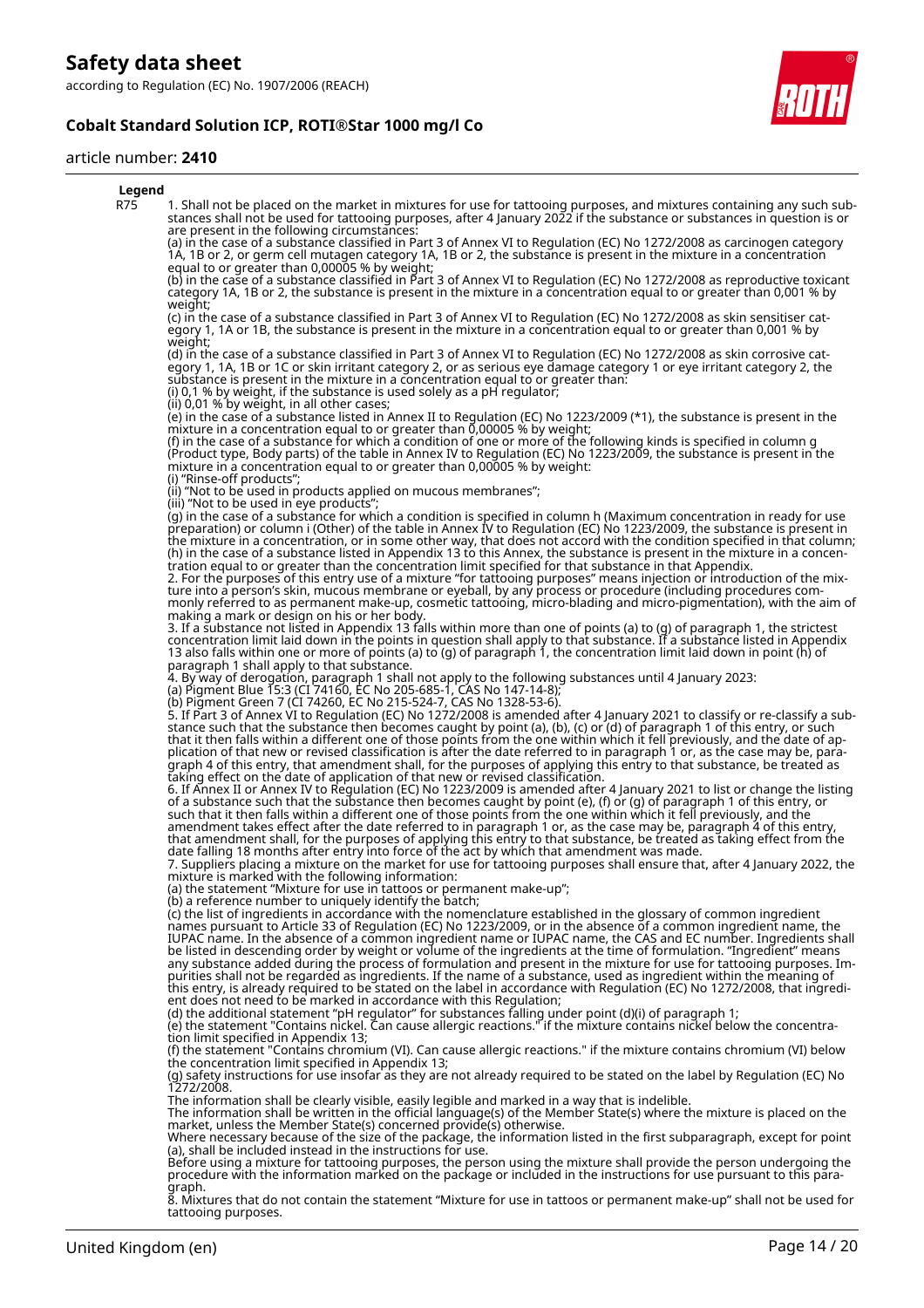**Legend**

R75 1. Shall not be placed on the market in mixtures for use for tattooing purposes, and mixtures containing any such substances shall not be used for tattooing purposes, after 4 January 2022 if the substance or substances in question is or are present in the following circumstances:
(a) in the case of a substance classified in Part 3 of Annex VI to Regulation (EC) No 1272/2008 as carcinogen category 1A, 1B or 2, or germ cell mutagen category 1A, 1B or 2, the substance is present in the mixture in a concentration equal to or greater than 0,00005 % by weight;
(b) in the case of a substance classified in Part 3 of Annex VI to Regulation (EC) No 1272/2008 as reproductive toxicant category 1A, 1B or 2, the substance is present in the mixture in a concentration equal to or greater than 0,001 % by weight;
(c) in the case of a substance classified in Part 3 of Annex VI to Regulation (EC) No 1272/2008 as skin sensitiser category 1, 1A or 1B, the substance is present in the mixture in a concentration equal to or greater than 0,001 % by weight;
(d) in the case of a substance classified in Part 3 of Annex VI to Regulation (EC) No 1272/2008 as skin corrosive category 1, 1A, 1B or 1C or skin irritant category 2, or as serious eye damage category 1 or eye irritant category 2, the substance is present in the mixture in a concentration equal to or greater than:
(i) 0,1 % by weight, if the substance is used solely as a pH regulator;
(ii) 0,01 % by weight, in all other cases;
(e) in the case of a substance listed in Annex II to Regulation (EC) No 1223/2009 (*1), the substance is present in the mixture in a concentration equal to or greater than 0,00005 % by weight;
(f) in the case of a substance for which a condition of one or more of the following kinds is specified in column g (Product type, Body parts) of the table in Annex IV to Regulation (EC) No 1223/2009, the substance is present in the mixture in a concentration equal to or greater than 0,00005 % by weight:
(i) "Rinse-off products";
(ii) "Not to be used in products applied on mucous membranes";
(iii) "Not to be used in eye products";
(g) in the case of a substance for which a condition is specified in column h (Maximum concentration in ready for use preparation) or column i (Other) of the table in Annex IV to Regulation (EC) No 1223/2009, the substance is present in the mixture in a concentration, or in some other way, that does not accord with the condition specified in that column;
(h) in the case of a substance listed in Appendix 13 to this Annex, the substance is present in the mixture in a concentration equal to or greater than the concentration limit specified for that substance in that Appendix.
2. For the purposes of this entry use of a mixture "for tattooing purposes" means injection or introduction of the mixture into a person's skin, mucous membrane or eyeball, by any process or procedure (including procedures commonly referred to as permanent make-up, cosmetic tattooing, micro-blading and micro-pigmentation), with the aim of making a mark or design on his or her body.
3. If a substance not listed in Appendix 13 falls within more than one of points (a) to (g) of paragraph 1, the strictest concentration limit laid down in the points in question shall apply to that substance. If a substance listed in Appendix 13 also falls within one or more of points (a) to (g) of paragraph 1, the concentration limit laid down in point (h) of paragraph 1 shall apply to that substance.
4. By way of derogation, paragraph 1 shall not apply to the following substances until 4 January 2023:
(a) Pigment Blue 15:3 (CI 74160, EC No 205-685-1, CAS No 147-14-8);
(b) Pigment Green 7 (CI 74260, EC No 215-524-7, CAS No 1328-53-6).
5. If Part 3 of Annex VI to Regulation (EC) No 1272/2008 is amended after 4 January 2021 to classify or re-classify a substance such that the substance then becomes caught by point (a), (b), (c) or (d) of paragraph 1 of this entry, or such that it then falls within a different one of those points from the one within which it fell previously, and the date of application of that new or revised classification is after the date referred to in paragraph 1 or, as the case may be, paragraph 4 of this entry, that amendment shall, for the purposes of applying this entry to that substance, be treated as taking effect on the date of application of that new or revised classification.
6. If Annex II or Annex IV to Regulation (EC) No 1223/2009 is amended after 4 January 2021 to list or change the listing of a substance such that the substance then becomes caught by point (e), (f) or (g) of paragraph 1 of this entry, or such that it then falls within a different one of those points from the one within which it fell previously, and the amendment takes effect after the date referred to in paragraph 1 or, as the case may be, paragraph 4 of this entry, that amendment shall, for the purposes of applying this entry to that substance, be treated as taking effect from the date falling 18 months after entry into force of the act by which that amendment was made.
7. Suppliers placing a mixture on the market for use for tattooing purposes shall ensure that, after 4 January 2022, the mixture is marked with the following information:
(a) the statement "Mixture for use in tattoos or permanent make-up";
(b) a reference number to uniquely identify the batch;
(c) the list of ingredients in accordance with the nomenclature established in the glossary of common ingredient names pursuant to Article 33 of Regulation (EC) No 1223/2009, or in the absence of a common ingredient name, the IUPAC name. In the absence of a common ingredient name or IUPAC name, the CAS and EC number. Ingredients shall be listed in descending order by weight or volume of the ingredients at the time of formulation. "Ingredient" means any substance added during the process of formulation and present in the mixture for use for tattooing purposes. Impurities shall not be regarded as ingredients. If the name of a substance, used as ingredient within the meaning of this entry, is already required to be stated on the label in accordance with Regulation (EC) No 1272/2008, that ingredient does not need to be marked in accordance with this Regulation;
(d) the additional statement "pH regulator" for substances falling under point (d)(i) of paragraph 1;
(e) the statement "Contains nickel. Can cause allergic reactions." if the mixture contains nickel below the concentration limit specified in Appendix 13;
(f) the statement "Contains chromium (VI). Can cause allergic reactions." if the mixture contains chromium (VI) below the concentration limit specified in Appendix 13;
(g) safety instructions for use insofar as they are not already required to be stated on the label by Regulation (EC) No 1272/2008.
The information shall be clearly visible, easily legible and marked in a way that is indelible.
The information shall be written in the official language(s) of the Member State(s) where the mixture is placed on the market, unless the Member State(s) concerned provide(s) otherwise.
Where necessary because of the size of the package, the information listed in the first subparagraph, except for point (a), shall be included instead in the instructions for use.
Before using a mixture for tattooing purposes, the person using the mixture shall provide the person undergoing the procedure with the information marked on the package or included in the instructions for use pursuant to this paragraph.
8. Mixtures that do not contain the statement "Mixture for use in tattoos or permanent make-up" shall not be used for tattooing purposes.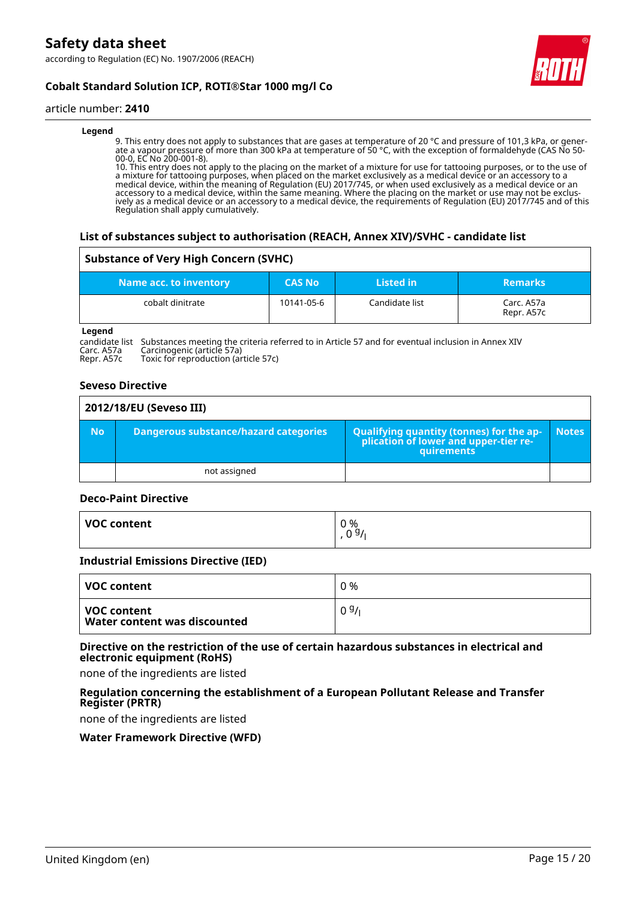**Legend**

9. This entry does not apply to substances that are gases at temperature of 20 °C and pressure of 101,3 kPa, or generate a vapour pressure of more than 300 kPa at temperature of 50 °C, with the exception of formaldehyde (CAS No 50-00-0, EC No 200-001-8).
10. This entry does not apply to the placing on the market of a mixture for use for tattooing purposes, or to the use of a mixture for tattooing purposes, when placed on the market exclusively as a medical device or an accessory to a medical device, within the meaning of Regulation (EU) 2017/745, or when used exclusively as a medical device or an accessory to a medical device, within the same meaning. Where the placing on the market or use may not be exclusively as a medical device or an accessory to a medical device, the requirements of Regulation (EU) 2017/745 and of this Regulation shall apply cumulatively.

### List of substances subject to authorisation (REACH, Annex XIV)/SVHC - candidate list

**Substance of Very High Concern (SVHC)**

| Name acc. to inventory | CAS No | Listed in | Remarks |
|---|---|---|---|
| cobalt dinitrate | 10141-05-6 | Candidate list | Carc. A57a<br>Repr. A57c |

**Legend**

candidate list Substances meeting the criteria referred to in Article 57 and for eventual inclusion in Annex XIV
Carc. A57a Carcinogenic (article 57a)
Repr. A57c Toxic for reproduction (article 57c)

### Seveso Directive

**2012/18/EU (Seveso III)**

| No | Dangerous substance/hazard categories | Qualifying quantity (tonnes) for the application of lower and upper-tier requirements | Notes |
|---|---|---|---|
| | not assigned | | |

### Deco-Paint Directive

| | |
|---|---|
| **VOC content** | 0 %<br>, 0 $^g/_l$ |

### Industrial Emissions Directive (IED)

| | |
|---|---|
| **VOC content** | 0 % |
| **VOC content**<br>**Water content was discounted** | 0 $^g/_l$ |

### Directive on the restriction of the use of certain hazardous substances in electrical and electronic equipment (RoHS)

none of the ingredients are listed

### Regulation concerning the establishment of a European Pollutant Release and Transfer Register (PRTR)

none of the ingredients are listed

### Water Framework Directive (WFD)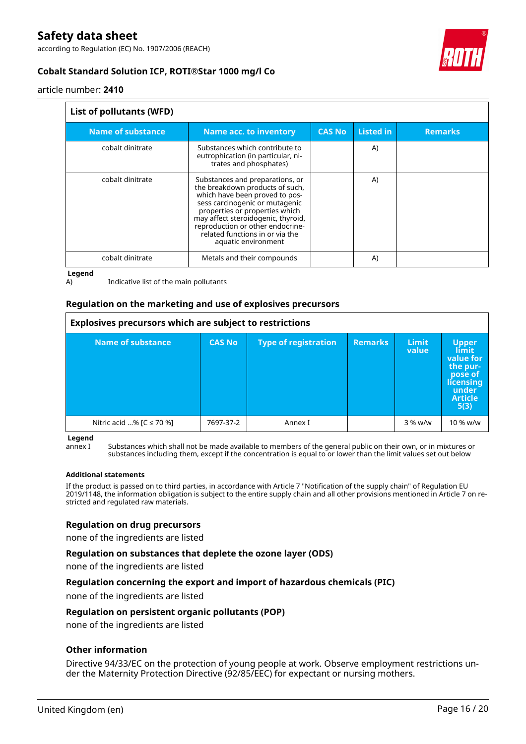| List of pollutants (WFD) | | | | |
|---|---|---|---|---|
| **Name of substance** | **Name acc. to inventory** | **CAS No** | **Listed in** | **Remarks** |
| cobalt dinitrate | Substances which contribute to eutrophication (in particular, nitrates and phosphates) | | A) | |
| cobalt dinitrate | Substances and preparations, or the breakdown products of such, which have been proved to possess carcinogenic or mutagenic properties or properties which may affect steroidogenic, thyroid, reproduction or other endocrine-related functions in or via the aquatic environment | | A) | |
| cobalt dinitrate | Metals and their compounds | | A) | |

**Legend**

A) Indicative list of the main pollutants

### Regulation on the marketing and use of explosives precursors

| Explosives precursors which are subject to restrictions | | | | | |
|---|---|---|---|---|---|
| **Name of substance** | **CAS No** | **Type of registration** | **Remarks** | **Limit value** | **Upper limit value for the purpose of licensing under Article 5(3)** |
| Nitric acid ...% [C ≤ 70 %] | 7697-37-2 | Annex I | | 3 % w/w | 10 % w/w |

**Legend**

annex I Substances which shall not be made available to members of the general public on their own, or in mixtures or substances including them, except if the concentration is equal to or lower than the limit values set out below

#### Additional statements

If the product is passed on to third parties, in accordance with Article 7 "Notification of the supply chain" of Regulation EU 2019/1148, the information obligation is subject to the entire supply chain and all other provisions mentioned in Article 7 on restricted and regulated raw materials.

### Regulation on drug precursors

none of the ingredients are listed

### Regulation on substances that deplete the ozone layer (ODS)

none of the ingredients are listed

### Regulation concerning the export and import of hazardous chemicals (PIC)

none of the ingredients are listed

### Regulation on persistent organic pollutants (POP)

none of the ingredients are listed

### Other information

Directive 94/33/EC on the protection of young people at work. Observe employment restrictions under the Maternity Protection Directive (92/85/EEC) for expectant or nursing mothers.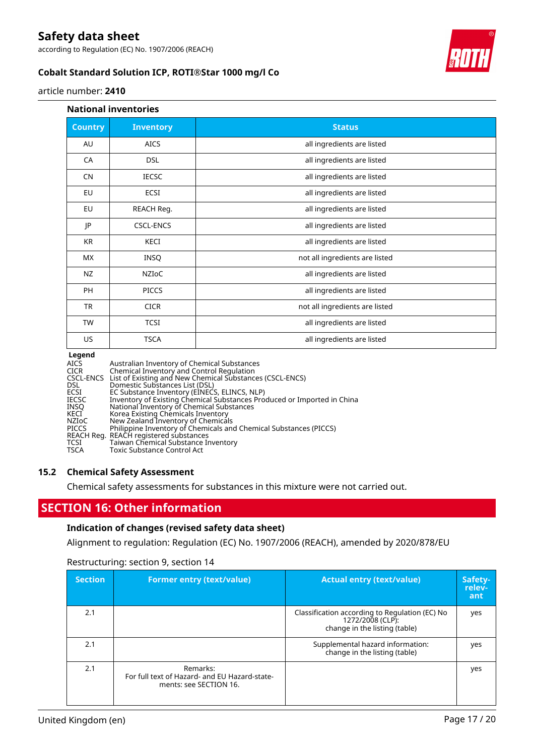#### National inventories

| Country | Inventory | Status |
|---|---|---|
| AU | AICS | all ingredients are listed |
| CA | DSL | all ingredients are listed |
| CN | IECSC | all ingredients are listed |
| EU | ECSI | all ingredients are listed |
| EU | REACH Reg. | all ingredients are listed |
| JP | CSCL-ENCS | all ingredients are listed |
| KR | KECI | all ingredients are listed |
| MX | INSQ | not all ingredients are listed |
| NZ | NZIoC | all ingredients are listed |
| PH | PICCS | all ingredients are listed |
| TR | CICR | not all ingredients are listed |
| TW | TCSI | all ingredients are listed |
| US | TSCA | all ingredients are listed |

**Legend**

AICS Australian Inventory of Chemical Substances
CICR Chemical Inventory and Control Regulation
CSCL-ENCS List of Existing and New Chemical Substances (CSCL-ENCS)
DSL Domestic Substances List (DSL)
ECSI EC Substance Inventory (EINECS, ELINCS, NLP)
IECSC Inventory of Existing Chemical Substances Produced or Imported in China
INSQ National Inventory of Chemical Substances
KECI Korea Existing Chemicals Inventory
NZIoC New Zealand Inventory of Chemicals
PICCS Philippine Inventory of Chemicals and Chemical Substances (PICCS)
REACH Reg. REACH registered substances
TCSI Taiwan Chemical Substance Inventory
TSCA Toxic Substance Control Act

### 15.2 Chemical Safety Assessment

Chemical safety assessments for substances in this mixture were not carried out.

## SECTION 16: Other information

#### Indication of changes (revised safety data sheet)

Alignment to regulation: Regulation (EC) No. 1907/2006 (REACH), amended by 2020/878/EU

Restructuring: section 9, section 14

| Section | Former entry (text/value) | Actual entry (text/value) | Safety-relevant |
|---|---|---|---|
| 2.1 | | Classification according to Regulation (EC) No 1272/2008 (CLP): change in the listing (table) | yes |
| 2.1 | | Supplemental hazard information: change in the listing (table) | yes |
| 2.1 | Remarks: For full text of Hazard- and EU Hazard-statements: see SECTION 16. | | yes |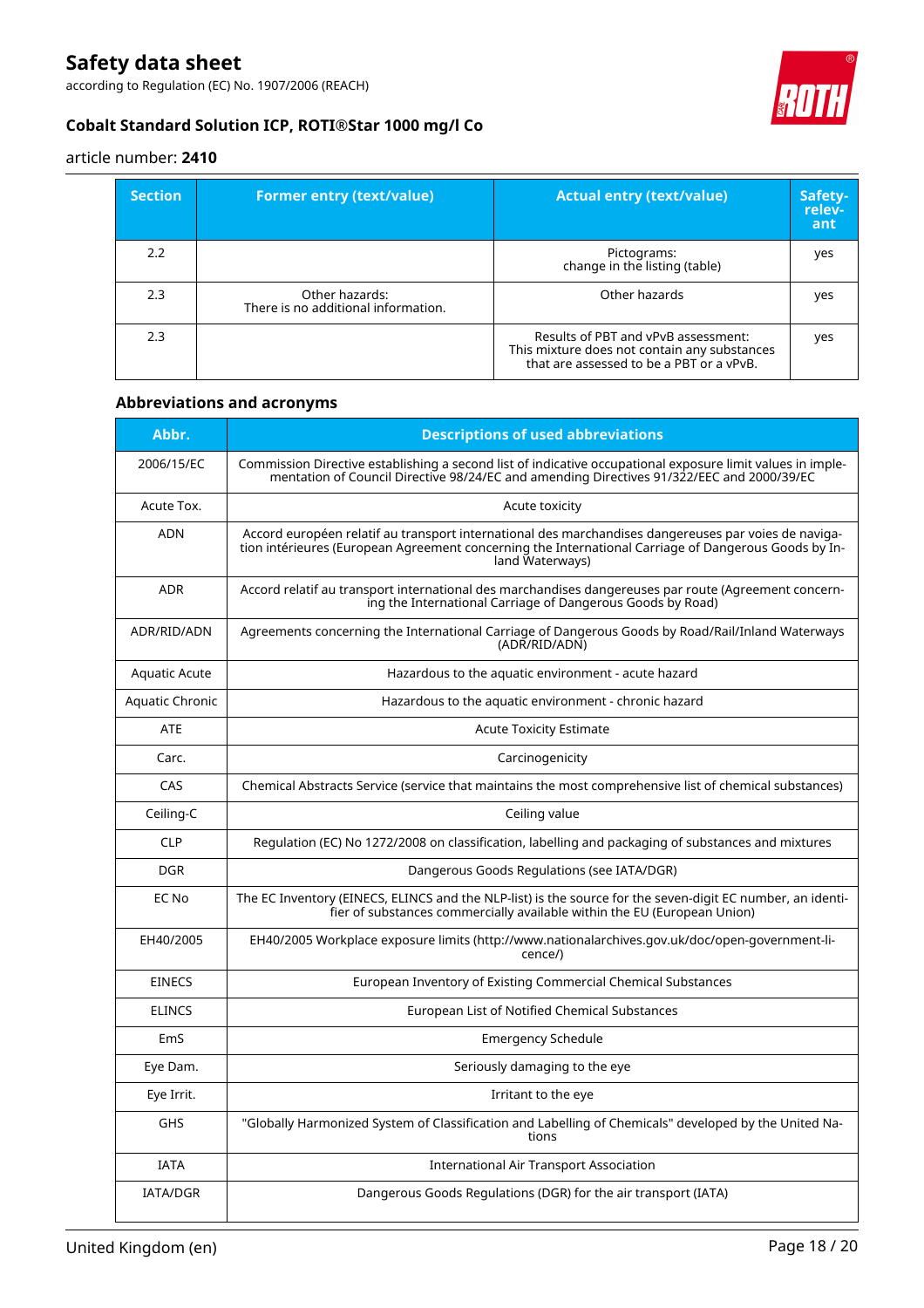| Section | Former entry (text/value) | Actual entry (text/value) | Safety-relev-ant |
|---|---|---|---|
| 2.2 | | Pictograms:<br>change in the listing (table) | yes |
| 2.3 | Other hazards:<br>There is no additional information. | Other hazards | yes |
| 2.3 | | Results of PBT and vPvB assessment:<br>This mixture does not contain any substances that are assessed to be a PBT or a vPvB. | yes |

### Abbreviations and acronyms

| Abbr. | Descriptions of used abbreviations |
|---|---|
| 2006/15/EC | Commission Directive establishing a second list of indicative occupational exposure limit values in implementation of Council Directive 98/24/EC and amending Directives 91/322/EEC and 2000/39/EC |
| Acute Tox. | Acute toxicity |
| ADN | Accord européen relatif au transport international des marchandises dangereuses par voies de navigation intérieures (European Agreement concerning the International Carriage of Dangerous Goods by Inland Waterways) |
| ADR | Accord relatif au transport international des marchandises dangereuses par route (Agreement concerning the International Carriage of Dangerous Goods by Road) |
| ADR/RID/ADN | Agreements concerning the International Carriage of Dangerous Goods by Road/Rail/Inland Waterways (ADR/RID/ADN) |
| Aquatic Acute | Hazardous to the aquatic environment - acute hazard |
| Aquatic Chronic | Hazardous to the aquatic environment - chronic hazard |
| ATE | Acute Toxicity Estimate |
| Carc. | Carcinogenicity |
| CAS | Chemical Abstracts Service (service that maintains the most comprehensive list of chemical substances) |
| Ceiling-C | Ceiling value |
| CLP | Regulation (EC) No 1272/2008 on classification, labelling and packaging of substances and mixtures |
| DGR | Dangerous Goods Regulations (see IATA/DGR) |
| EC No | The EC Inventory (EINECS, ELINCS and the NLP-list) is the source for the seven-digit EC number, an identifier of substances commercially available within the EU (European Union) |
| EH40/2005 | EH40/2005 Workplace exposure limits (http://www.nationalarchives.gov.uk/doc/open-government-licence/) |
| EINECS | European Inventory of Existing Commercial Chemical Substances |
| ELINCS | European List of Notified Chemical Substances |
| EmS | Emergency Schedule |
| Eye Dam. | Seriously damaging to the eye |
| Eye Irrit. | Irritant to the eye |
| GHS | "Globally Harmonized System of Classification and Labelling of Chemicals" developed by the United Nations |
| IATA | International Air Transport Association |
| IATA/DGR | Dangerous Goods Regulations (DGR) for the air transport (IATA) |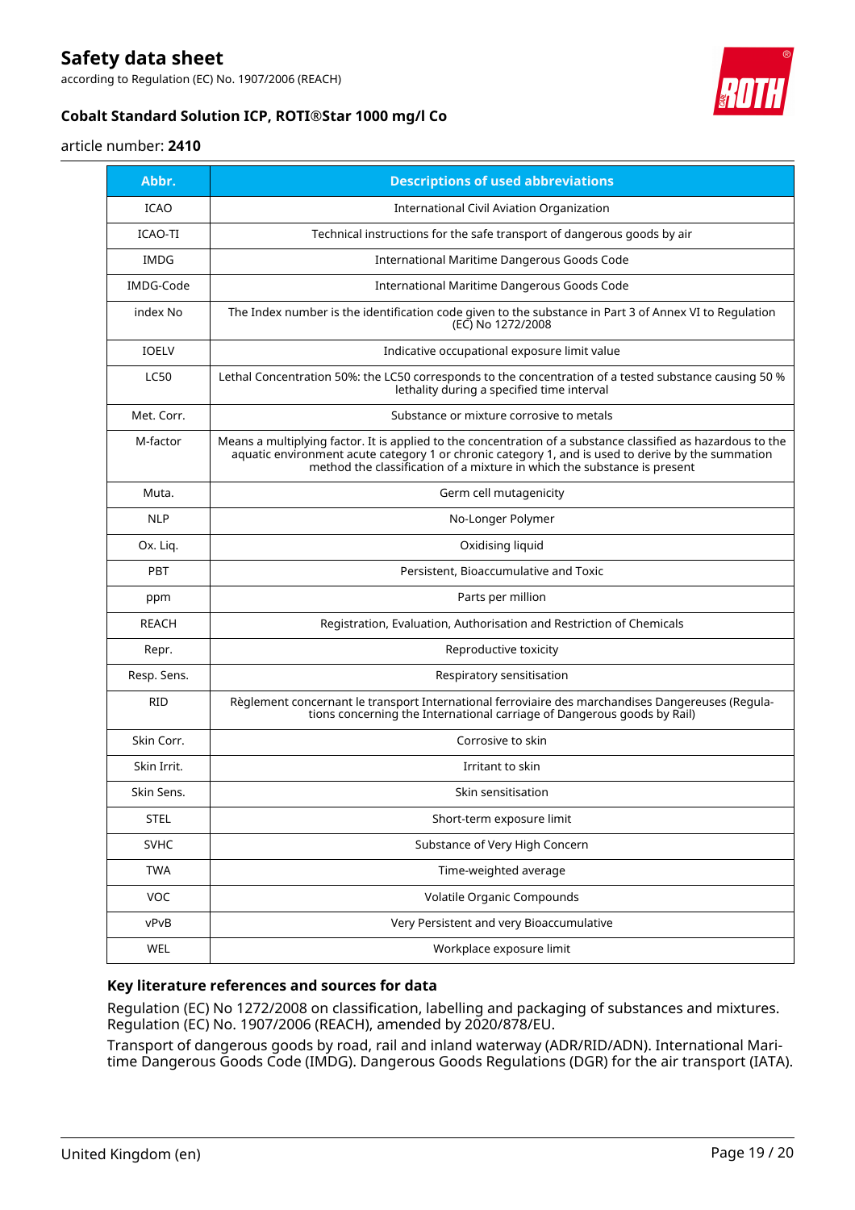| Abbr. | Descriptions of used abbreviations |
|---|---|
| ICAO | International Civil Aviation Organization |
| ICAO-TI | Technical instructions for the safe transport of dangerous goods by air |
| IMDG | International Maritime Dangerous Goods Code |
| IMDG-Code | International Maritime Dangerous Goods Code |
| index No | The Index number is the identification code given to the substance in Part 3 of Annex VI to Regulation (EC) No 1272/2008 |
| IOELV | Indicative occupational exposure limit value |
| LC50 | Lethal Concentration 50%: the LC50 corresponds to the concentration of a tested substance causing 50 % lethality during a specified time interval |
| Met. Corr. | Substance or mixture corrosive to metals |
| M-factor | Means a multiplying factor. It is applied to the concentration of a substance classified as hazardous to the aquatic environment acute category 1 or chronic category 1, and is used to derive by the summation method the classification of a mixture in which the substance is present |
| Muta. | Germ cell mutagenicity |
| NLP | No-Longer Polymer |
| Ox. Liq. | Oxidising liquid |
| PBT | Persistent, Bioaccumulative and Toxic |
| ppm | Parts per million |
| REACH | Registration, Evaluation, Authorisation and Restriction of Chemicals |
| Repr. | Reproductive toxicity |
| Resp. Sens. | Respiratory sensitisation |
| RID | Règlement concernant le transport International ferroviaire des marchandises Dangereuses (Regulations concerning the International carriage of Dangerous goods by Rail) |
| Skin Corr. | Corrosive to skin |
| Skin Irrit. | Irritant to skin |
| Skin Sens. | Skin sensitisation |
| STEL | Short-term exposure limit |
| SVHC | Substance of Very High Concern |
| TWA | Time-weighted average |
| VOC | Volatile Organic Compounds |
| vPvB | Very Persistent and very Bioaccumulative |
| WEL | Workplace exposure limit |

### Key literature references and sources for data

Regulation (EC) No 1272/2008 on classification, labelling and packaging of substances and mixtures. Regulation (EC) No. 1907/2006 (REACH), amended by 2020/878/EU.

Transport of dangerous goods by road, rail and inland waterway (ADR/RID/ADN). International Maritime Dangerous Goods Code (IMDG). Dangerous Goods Regulations (DGR) for the air transport (IATA).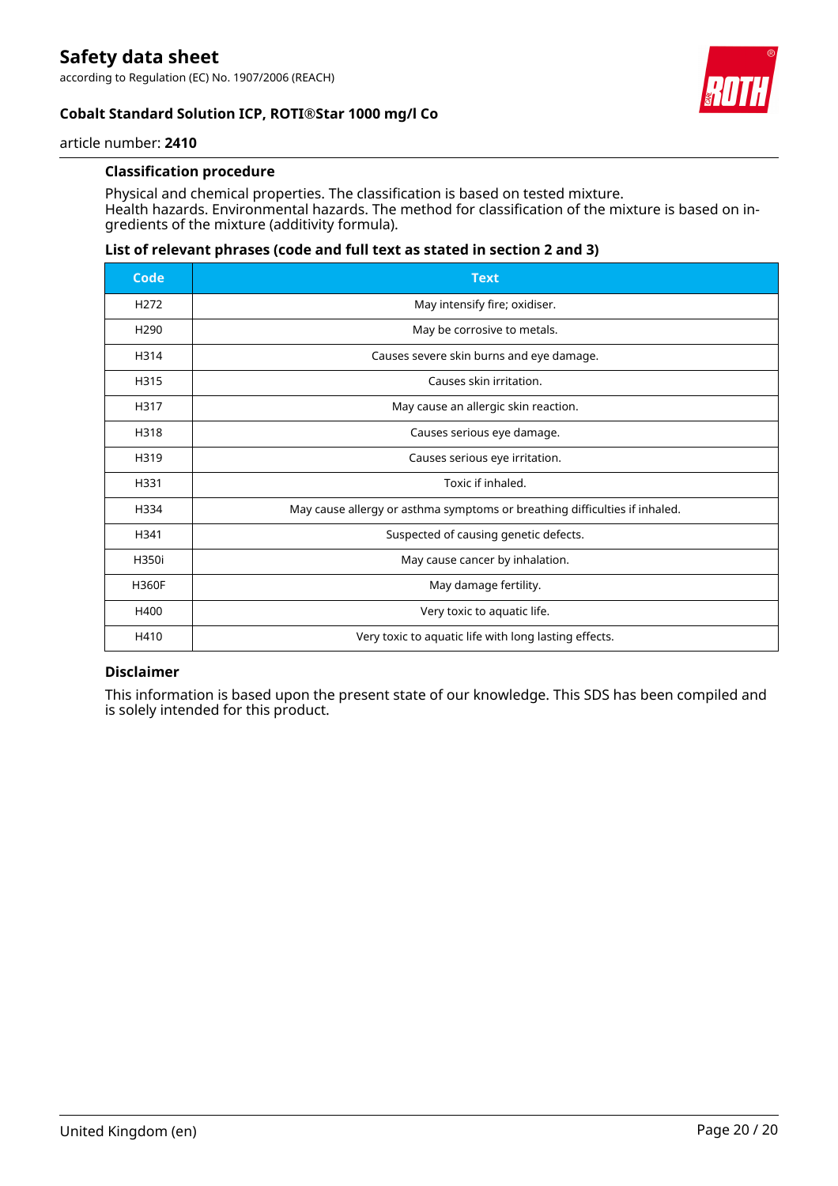### Classification procedure

Physical and chemical properties. The classification is based on tested mixture.
Health hazards. Environmental hazards. The method for classification of the mixture is based on ingredients of the mixture (additivity formula).

### List of relevant phrases (code and full text as stated in section 2 and 3)

| Code | Text |
|---|---|
| H272 | May intensify fire; oxidiser. |
| H290 | May be corrosive to metals. |
| H314 | Causes severe skin burns and eye damage. |
| H315 | Causes skin irritation. |
| H317 | May cause an allergic skin reaction. |
| H318 | Causes serious eye damage. |
| H319 | Causes serious eye irritation. |
| H331 | Toxic if inhaled. |
| H334 | May cause allergy or asthma symptoms or breathing difficulties if inhaled. |
| H341 | Suspected of causing genetic defects. |
| H350i | May cause cancer by inhalation. |
| H360F | May damage fertility. |
| H400 | Very toxic to aquatic life. |
| H410 | Very toxic to aquatic life with long lasting effects. |

### Disclaimer

This information is based upon the present state of our knowledge. This SDS has been compiled and is solely intended for this product.